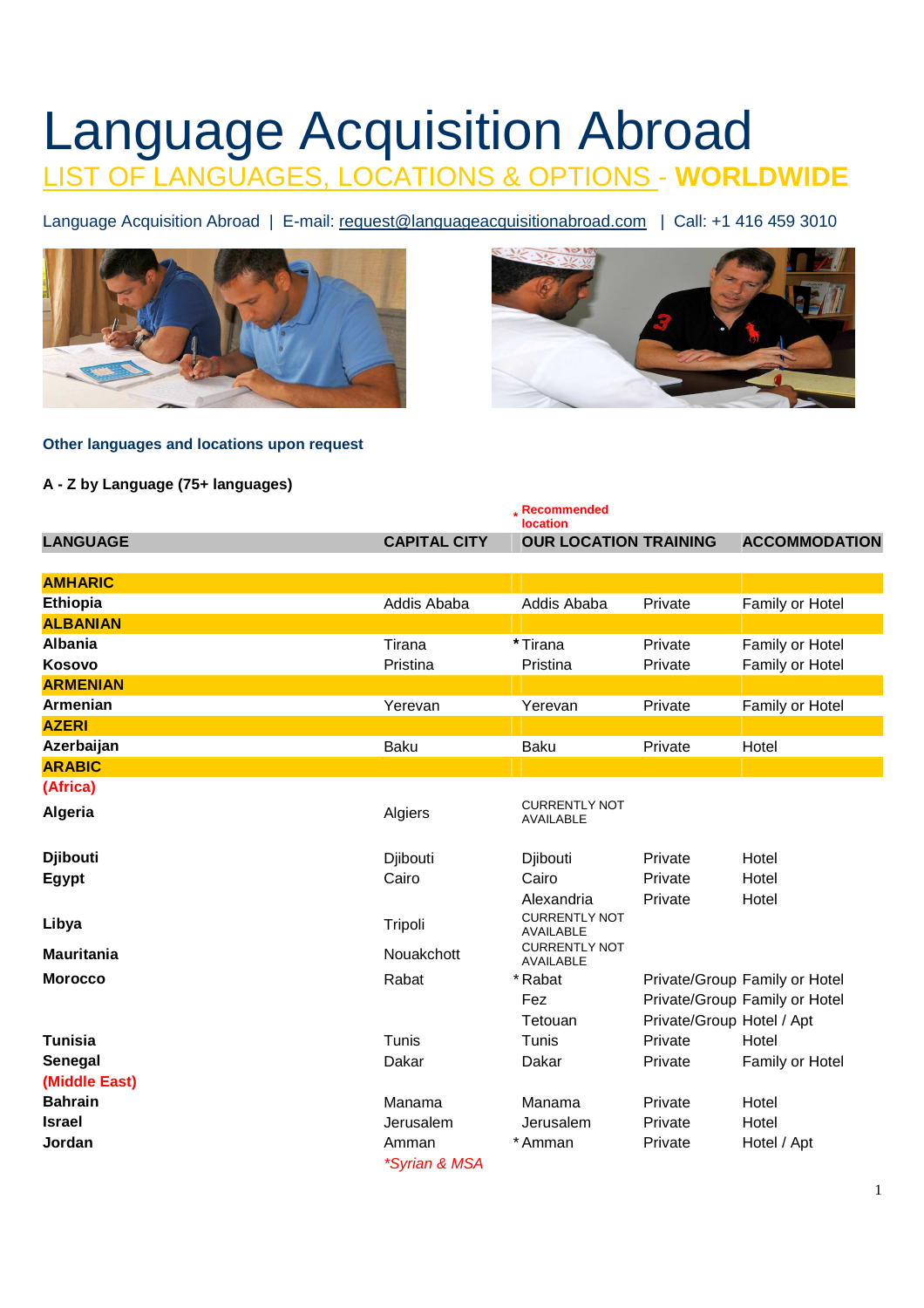# Language Acquisition Abroad

## LIST OF LANGUAGES, LOCATIONS & OPTIONS - **WORLDWIDE**

Language Acquisition Abroad | E-mail: request@languageacquisitionabroad.com | Call: +1 416 459 3010

**Other languages and locations upon request**

**A - Z by Language (75+ languages)**

\* Recommended location

| LANGUAGE | CAPITAL CITY | OUR LOCATION | TRAINING | ACCOMMODATION |
|---|---|---|---|---|
| **AMHARIC** | | | | |
| **Ethiopia** | Addis Ababa | Addis Ababa | Private | Family or Hotel |
| **ALBANIAN** | | | | |
| **Albania** | Tirana | * Tirana | Private | Family or Hotel |
| **Kosovo** | Pristina | Pristina | Private | Family or Hotel |
| **ARMENIAN** | | | | |
| **Armenian** | Yerevan | Yerevan | Private | Family or Hotel |
| **AZERI** | | | | |
| **Azerbaijan** | Baku | Baku | Private | Hotel |
| **ARABIC** | | | | |
| **(Africa)** | | | | |
| **Algeria** | Algiers | CURRENTLY NOT AVAILABLE | | |
| **Djibouti** | Djibouti | Djibouti | Private | Hotel |
| **Egypt** | Cairo | Cairo | Private | Hotel |
| | | Alexandria | Private | Hotel |
| **Libya** | Tripoli | CURRENTLY NOT AVAILABLE | | |
| **Mauritania** | Nouakchott | CURRENTLY NOT AVAILABLE | | |
| **Morocco** | Rabat | * Rabat | Private/Group | Family or Hotel |
| | | Fez | Private/Group | Family or Hotel |
| | | Tetouan | Private/Group | Hotel / Apt |
| **Tunisia** | Tunis | Tunis | Private | Hotel |
| **Senegal** | Dakar | Dakar | Private | Family or Hotel |
| **(Middle East)** | | | | |
| **Bahrain** | Manama | Manama | Private | Hotel |
| **Israel** | Jerusalem | Jerusalem | Private | Hotel |
| **Jordan** | Amman | * Amman | Private | Hotel / Apt |
| | *\*Syrian & MSA* | | | |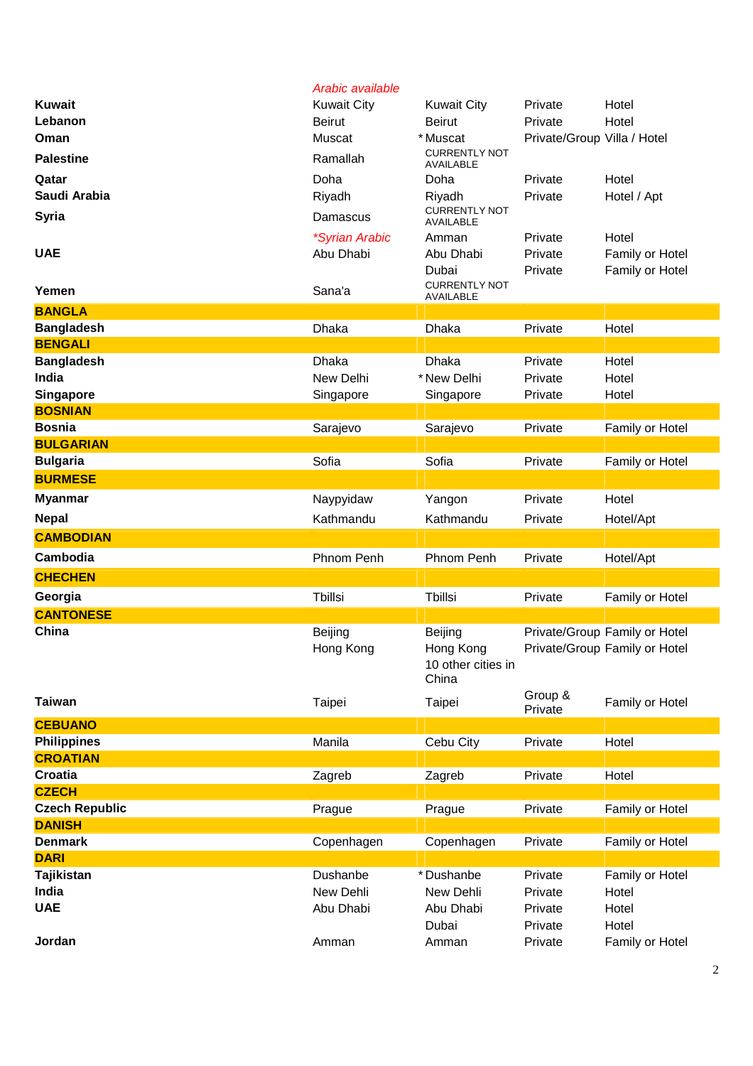| | | | | |
|---|---|---|---|---|
| | *Arabic available* | | | |
| **Kuwait** | Kuwait City | Kuwait City | Private | Hotel |
| **Lebanon** | Beirut | Beirut | Private | Hotel |
| **Oman** | Muscat | * Muscat | Private/Group | Villa / Hotel |
| **Palestine** | Ramallah | CURRENTLY NOT AVAILABLE | | |
| **Qatar** | Doha | Doha | Private | Hotel |
| **Saudi Arabia** | Riyadh | Riyadh | Private | Hotel / Apt |
| **Syria** | Damascus | CURRENTLY NOT AVAILABLE | | |
| | *\*Syrian Arabic* | Amman | Private | Hotel |
| **UAE** | Abu Dhabi | Abu Dhabi | Private | Family or Hotel |
| | | Dubai | Private | Family or Hotel |
| **Yemen** | Sana'a | CURRENTLY NOT AVAILABLE | | |
| **BANGLA** | | | | |
| **Bangladesh** | Dhaka | Dhaka | Private | Hotel |
| **BENGALI** | | | | |
| **Bangladesh** | Dhaka | Dhaka | Private | Hotel |
| **India** | New Delhi | * New Delhi | Private | Hotel |
| **Singapore** | Singapore | Singapore | Private | Hotel |
| **BOSNIAN** | | | | |
| **Bosnia** | Sarajevo | Sarajevo | Private | Family or Hotel |
| **BULGARIAN** | | | | |
| **Bulgaria** | Sofia | Sofia | Private | Family or Hotel |
| **BURMESE** | | | | |
| **Myanmar** | Naypyidaw | Yangon | Private | Hotel |
| **Nepal** | Kathmandu | Kathmandu | Private | Hotel/Apt |
| **CAMBODIAN** | | | | |
| **Cambodia** | Phnom Penh | Phnom Penh | Private | Hotel/Apt |
| **CHECHEN** | | | | |
| **Georgia** | Tbillsi | Tbillsi | Private | Family or Hotel |
| **CANTONESE** | | | | |
| **China** | Beijing | Beijing | Private/Group | Family or Hotel |
| | Hong Kong | Hong Kong | Private/Group | Family or Hotel |
| | | 10 other cities in China | | |
| **Taiwan** | Taipei | Taipei | Group & Private | Family or Hotel |
| **CEBUANO** | | | | |
| **Philippines** | Manila | Cebu City | Private | Hotel |
| **CROATIAN** | | | | |
| **Croatia** | Zagreb | Zagreb | Private | Hotel |
| **CZECH** | | | | |
| **Czech Republic** | Prague | Prague | Private | Family or Hotel |
| **DANISH** | | | | |
| **Denmark** | Copenhagen | Copenhagen | Private | Family or Hotel |
| **DARI** | | | | |
| **Tajikistan** | Dushanbe | * Dushanbe | Private | Family or Hotel |
| **India** | New Dehli | New Dehli | Private | Hotel |
| **UAE** | Abu Dhabi | Abu Dhabi | Private | Hotel |
| | | Dubai | Private | Hotel |
| **Jordan** | Amman | Amman | Private | Family or Hotel |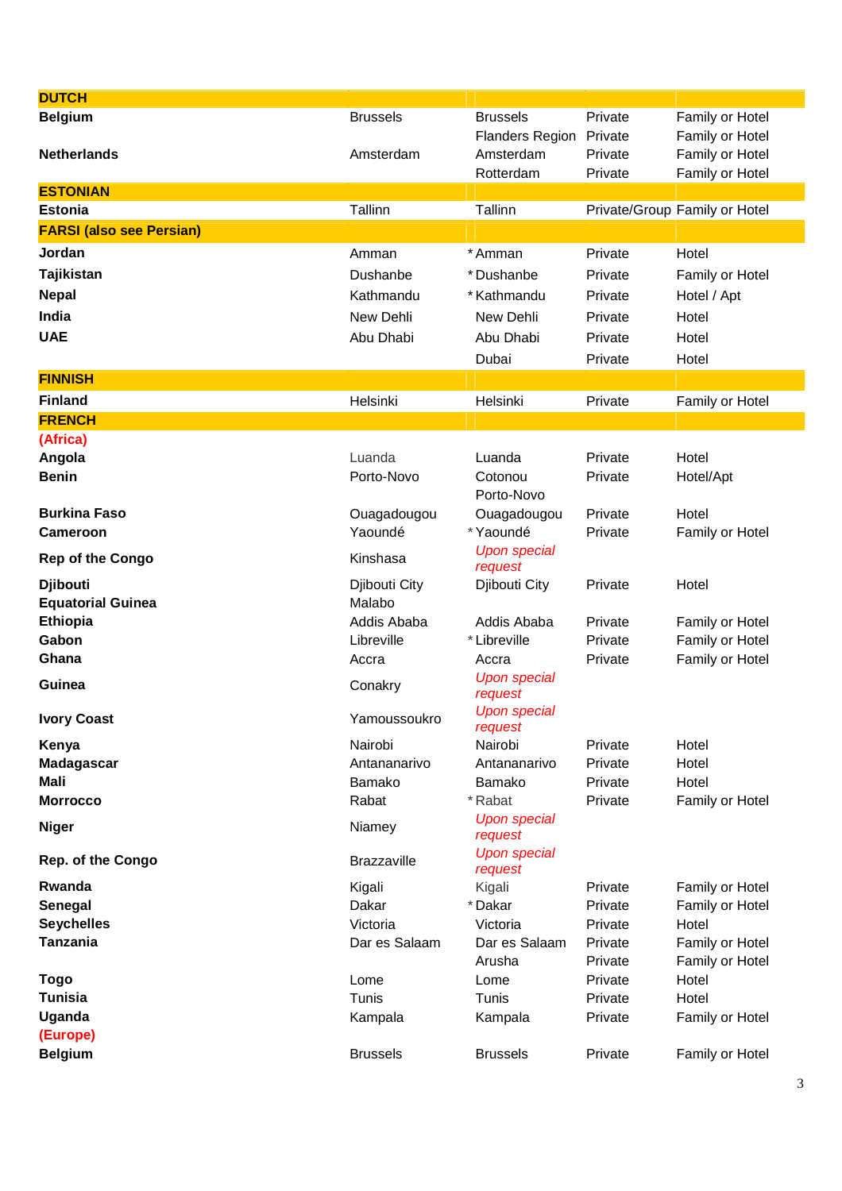| | | | | |
|---|---|---|---|---|
| **DUTCH** | | | | |
| **Belgium** | Brussels | Brussels | Private | Family or Hotel |
| | | Flanders Region | Private | Family or Hotel |
| **Netherlands** | Amsterdam | Amsterdam | Private | Family or Hotel |
| | | Rotterdam | Private | Family or Hotel |
| **ESTONIAN** | | | | |
| **Estonia** | Tallinn | Tallinn | Private/Group | Family or Hotel |
| **FARSI (also see Persian)** | | | | |
| **Jordan** | Amman | * Amman | Private | Hotel |
| **Tajikistan** | Dushanbe | * Dushanbe | Private | Family or Hotel |
| **Nepal** | Kathmandu | * Kathmandu | Private | Hotel / Apt |
| **India** | New Dehli | New Dehli | Private | Hotel |
| **UAE** | Abu Dhabi | Abu Dhabi | Private | Hotel |
| | | Dubai | Private | Hotel |
| **FINNISH** | | | | |
| **Finland** | Helsinki | Helsinki | Private | Family or Hotel |
| **FRENCH** | | | | |
| **(Africa)** | | | | |
| **Angola** | Luanda | Luanda | Private | Hotel |
| **Benin** | Porto-Novo | Cotonou | Private | Hotel/Apt |
| | | Porto-Novo | | |
| **Burkina Faso** | Ouagadougou | Ouagadougou | Private | Hotel |
| **Cameroon** | Yaoundé | * Yaoundé | Private | Family or Hotel |
| **Rep of the Congo** | Kinshasa | *Upon special request* | | |
| **Djibouti** | Djibouti City | Djibouti City | Private | Hotel |
| **Equatorial Guinea** | Malabo | | | |
| **Ethiopia** | Addis Ababa | Addis Ababa | Private | Family or Hotel |
| **Gabon** | Libreville | * Libreville | Private | Family or Hotel |
| **Ghana** | Accra | Accra | Private | Family or Hotel |
| **Guinea** | Conakry | *Upon special request* | | |
| **Ivory Coast** | Yamoussoukro | *Upon special request* | | |
| **Kenya** | Nairobi | Nairobi | Private | Hotel |
| **Madagascar** | Antananarivo | Antananarivo | Private | Hotel |
| **Mali** | Bamako | Bamako | Private | Hotel |
| **Morrocco** | Rabat | * Rabat | Private | Family or Hotel |
| **Niger** | Niamey | *Upon special request* | | |
| **Rep. of the Congo** | Brazzaville | *Upon special request* | | |
| **Rwanda** | Kigali | Kigali | Private | Family or Hotel |
| **Senegal** | Dakar | * Dakar | Private | Family or Hotel |
| **Seychelles** | Victoria | Victoria | Private | Hotel |
| **Tanzania** | Dar es Salaam | Dar es Salaam | Private | Family or Hotel |
| | | Arusha | Private | Family or Hotel |
| **Togo** | Lome | Lome | Private | Hotel |
| **Tunisia** | Tunis | Tunis | Private | Hotel |
| **Uganda** | Kampala | Kampala | Private | Family or Hotel |
| **(Europe)** | | | | |
| **Belgium** | Brussels | Brussels | Private | Family or Hotel |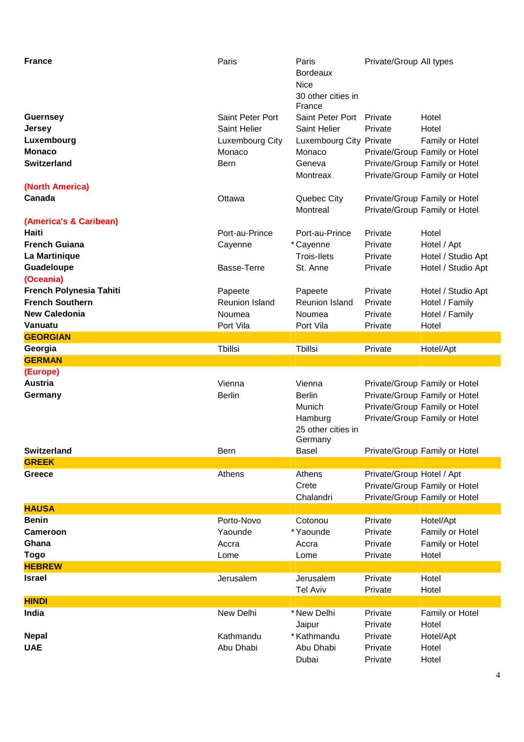| | | | | |
|---|---|---|---|---|
| **France** | Paris | Paris | Private/Group | All types |
| | | Bordeaux | | |
| | | Nice | | |
| | | 30 other cities in France | | |
| **Guernsey** | Saint Peter Port | Saint Peter Port | Private | Hotel |
| **Jersey** | Saint Helier | Saint Helier | Private | Hotel |
| **Luxembourg** | Luxembourg City | Luxembourg City | Private | Family or Hotel |
| **Monaco** | Monaco | Monaco | Private/Group | Family or Hotel |
| **Switzerland** | Bern | Geneva | Private/Group | Family or Hotel |
| | | Montreax | Private/Group | Family or Hotel |
| **(North America)** | | | | |
| **Canada** | Ottawa | Quebec City | Private/Group | Family or Hotel |
| | | Montreal | Private/Group | Family or Hotel |
| **(America's & Caribean)** | | | | |
| **Haiti** | Port-au-Prince | Port-au-Prince | Private | Hotel |
| **French Guiana** | Cayenne | * Cayenne | Private | Hotel / Apt |
| **La Martinique** | | Trois-Ilets | Private | Hotel / Studio Apt |
| **Guadeloupe** | Basse-Terre | St. Anne | Private | Hotel / Studio Apt |
| **(Oceania)** | | | | |
| **French Polynesia Tahiti** | Papeete | Papeete | Private | Hotel / Studio Apt |
| **French Southern** | Reunion Island | Reunion Island | Private | Hotel / Family |
| **New Caledonia** | Noumea | Noumea | Private | Hotel / Family |
| **Vanuatu** | Port Vila | Port Vila | Private | Hotel |
| **GEORGIAN** | | | | |
| **Georgia** | Tbillsi | Tbillsi | Private | Hotel/Apt |
| **GERMAN** | | | | |
| **(Europe)** | | | | |
| **Austria** | Vienna | Vienna | Private/Group | Family or Hotel |
| **Germany** | Berlin | Berlin | Private/Group | Family or Hotel |
| | | Munich | Private/Group | Family or Hotel |
| | | Hamburg | Private/Group | Family or Hotel |
| | | 25 other cities in Germany | | |
| **Switzerland** | Bern | Basel | Private/Group | Family or Hotel |
| **GREEK** | | | | |
| **Greece** | Athens | Athens | Private/Group | Hotel / Apt |
| | | Crete | Private/Group | Family or Hotel |
| | | Chalandri | Private/Group | Family or Hotel |
| **HAUSA** | | | | |
| **Benin** | Porto-Novo | Cotonou | Private | Hotel/Apt |
| **Cameroon** | Yaounde | * Yaounde | Private | Family or Hotel |
| **Ghana** | Accra | Accra | Private | Family or Hotel |
| **Togo** | Lome | Lome | Private | Hotel |
| **HEBREW** | | | | |
| **Israel** | Jerusalem | Jerusalem | Private | Hotel |
| | | Tel Aviv | Private | Hotel |
| **HINDI** | | | | |
| **India** | New Delhi | * New Delhi | Private | Family or Hotel |
| | | Jaipur | Private | Hotel |
| **Nepal** | Kathmandu | * Kathmandu | Private | Hotel/Apt |
| **UAE** | Abu Dhabi | Abu Dhabi | Private | Hotel |
| | | Dubai | Private | Hotel |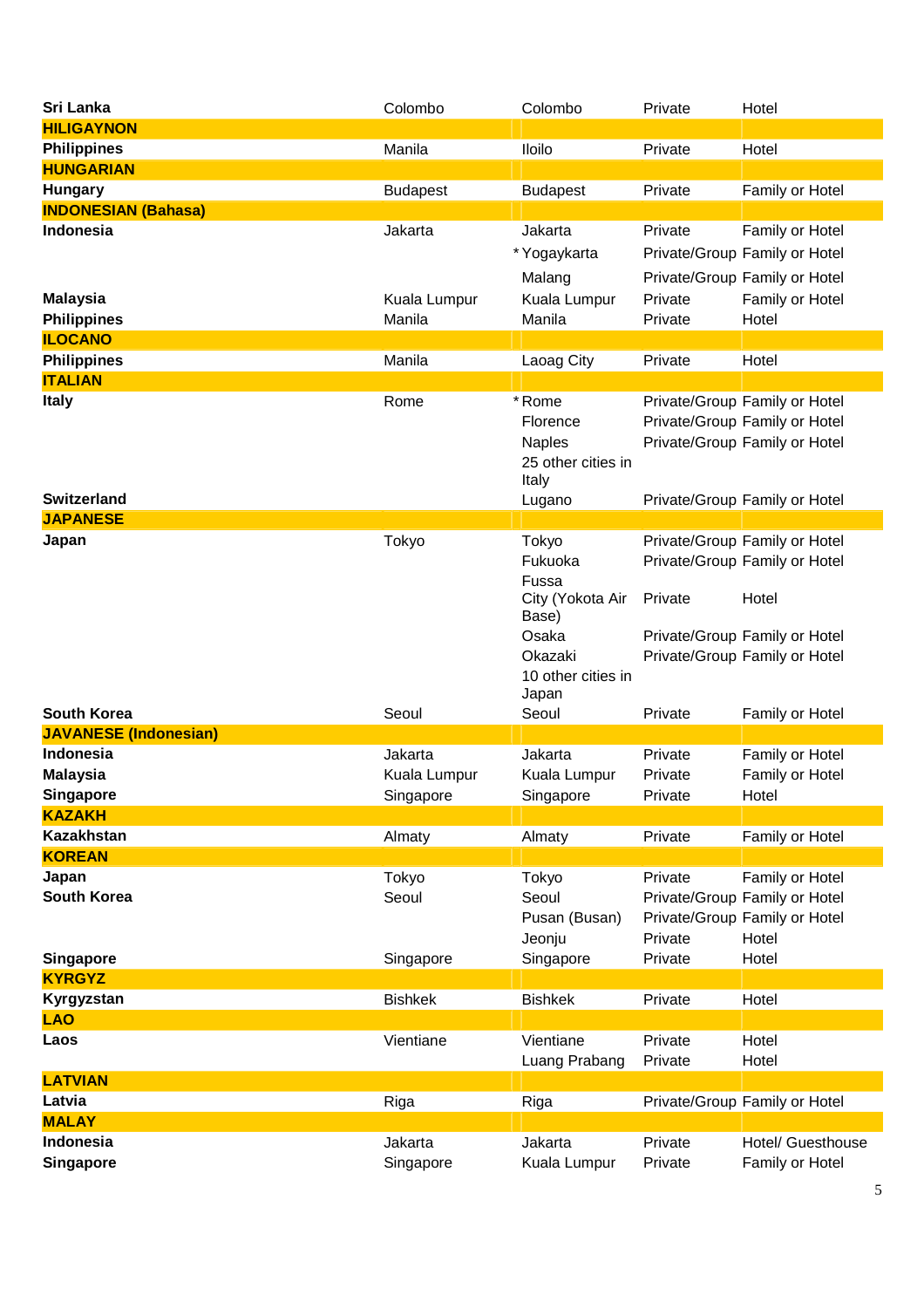| | | | | |
|---|---|---|---|---|
| **Sri Lanka** | Colombo | Colombo | Private | Hotel |
| **HILIGAYNON** | | | | |
| **Philippines** | Manila | Iloilo | Private | Hotel |
| **HUNGARIAN** | | | | |
| **Hungary** | Budapest | Budapest | Private | Family or Hotel |
| **INDONESIAN (Bahasa)** | | | | |
| **Indonesia** | Jakarta | Jakarta | Private | Family or Hotel |
| | | * Yogaykarta | Private/Group | Family or Hotel |
| | | Malang | Private/Group | Family or Hotel |
| **Malaysia** | Kuala Lumpur | Kuala Lumpur | Private | Family or Hotel |
| **Philippines** | Manila | Manila | Private | Hotel |
| **ILOCANO** | | | | |
| **Philippines** | Manila | Laoag City | Private | Hotel |
| **ITALIAN** | | | | |
| **Italy** | Rome | * Rome | Private/Group | Family or Hotel |
| | | Florence | Private/Group | Family or Hotel |
| | | Naples | Private/Group | Family or Hotel |
| | | 25 other cities in Italy | | |
| **Switzerland** | | Lugano | Private/Group | Family or Hotel |
| **JAPANESE** | | | | |
| **Japan** | Tokyo | Tokyo | Private/Group | Family or Hotel |
| | | Fukuoka | Private/Group | Family or Hotel |
| | | Fussa City (Yokota Air Base) | Private | Hotel |
| | | Osaka | Private/Group | Family or Hotel |
| | | Okazaki | Private/Group | Family or Hotel |
| | | 10 other cities in Japan | | |
| **South Korea** | Seoul | Seoul | Private | Family or Hotel |
| **JAVANESE (Indonesian)** | | | | |
| **Indonesia** | Jakarta | Jakarta | Private | Family or Hotel |
| **Malaysia** | Kuala Lumpur | Kuala Lumpur | Private | Family or Hotel |
| **Singapore** | Singapore | Singapore | Private | Hotel |
| **KAZAKH** | | | | |
| **Kazakhstan** | Almaty | Almaty | Private | Family or Hotel |
| **KOREAN** | | | | |
| **Japan** | Tokyo | Tokyo | Private | Family or Hotel |
| **South Korea** | Seoul | Seoul | Private/Group | Family or Hotel |
| | | Pusan (Busan) | Private/Group | Family or Hotel |
| | | Jeonju | Private | Hotel |
| **Singapore** | Singapore | Singapore | Private | Hotel |
| **KYRGYZ** | | | | |
| **Kyrgyzstan** | Bishkek | Bishkek | Private | Hotel |
| **LAO** | | | | |
| **Laos** | Vientiane | Vientiane | Private | Hotel |
| | | Luang Prabang | Private | Hotel |
| **LATVIAN** | | | | |
| **Latvia** | Riga | Riga | Private/Group | Family or Hotel |
| **MALAY** | | | | |
| **Indonesia** | Jakarta | Jakarta | Private | Hotel/ Guesthouse |
| **Singapore** | Singapore | Kuala Lumpur | Private | Family or Hotel |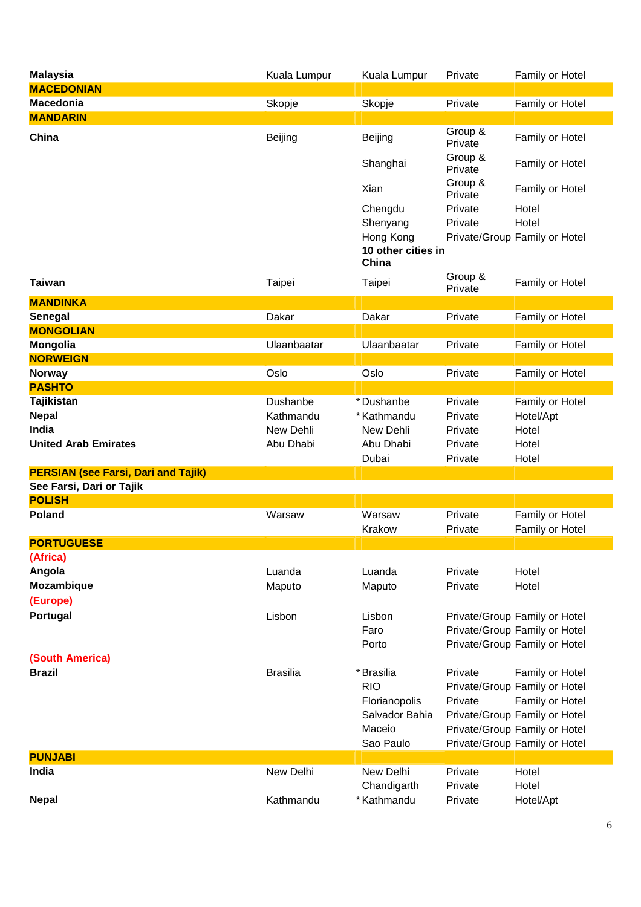| | | | | |
|---|---|---|---|---|
| **Malaysia** | Kuala Lumpur | Kuala Lumpur | Private | Family or Hotel |
| **MACEDONIAN** | | | | |
| **Macedonia** | Skopje | Skopje | Private | Family or Hotel |
| **MANDARIN** | | | | |
| **China** | Beijing | Beijing | Group & Private | Family or Hotel |
| | | Shanghai | Group & Private | Family or Hotel |
| | | Xian | Group & Private | Family or Hotel |
| | | Chengdu | Private | Hotel |
| | | Shenyang | Private | Hotel |
| | | Hong Kong | Private/Group | Family or Hotel |
| | | **10 other cities in China** | | |
| **Taiwan** | Taipei | Taipei | Group & Private | Family or Hotel |
| **MANDINKA** | | | | |
| **Senegal** | Dakar | Dakar | Private | Family or Hotel |
| **MONGOLIAN** | | | | |
| **Mongolia** | Ulaanbaatar | Ulaanbaatar | Private | Family or Hotel |
| **NORWEIGN** | | | | |
| **Norway** | Oslo | Oslo | Private | Family or Hotel |
| **PASHTO** | | | | |
| **Tajikistan** | Dushanbe | * Dushanbe | Private | Family or Hotel |
| **Nepal** | Kathmandu | * Kathmandu | Private | Hotel/Apt |
| **India** | New Dehli | New Dehli | Private | Hotel |
| **United Arab Emirates** | Abu Dhabi | Abu Dhabi | Private | Hotel |
| | | Dubai | Private | Hotel |
| **PERSIAN (see Farsi, Dari and Tajik)** | | | | |
| **See Farsi, Dari or Tajik** | | | | |
| **POLISH** | | | | |
| **Poland** | Warsaw | Warsaw | Private | Family or Hotel |
| | | Krakow | Private | Family or Hotel |
| **PORTUGUESE** | | | | |
| **(Africa)** | | | | |
| **Angola** | Luanda | Luanda | Private | Hotel |
| **Mozambique** | Maputo | Maputo | Private | Hotel |
| **(Europe)** | | | | |
| **Portugal** | Lisbon | Lisbon | Private/Group | Family or Hotel |
| | | Faro | Private/Group | Family or Hotel |
| | | Porto | Private/Group | Family or Hotel |
| **(South America)** | | | | |
| **Brazil** | Brasilia | * Brasilia | Private | Family or Hotel |
| | | RIO | Private/Group | Family or Hotel |
| | | Florianopolis | Private | Family or Hotel |
| | | Salvador Bahia | Private/Group | Family or Hotel |
| | | Maceio | Private/Group | Family or Hotel |
| | | Sao Paulo | Private/Group | Family or Hotel |
| **PUNJABI** | | | | |
| **India** | New Delhi | New Delhi | Private | Hotel |
| | | Chandigarth | Private | Hotel |
| **Nepal** | Kathmandu | * Kathmandu | Private | Hotel/Apt |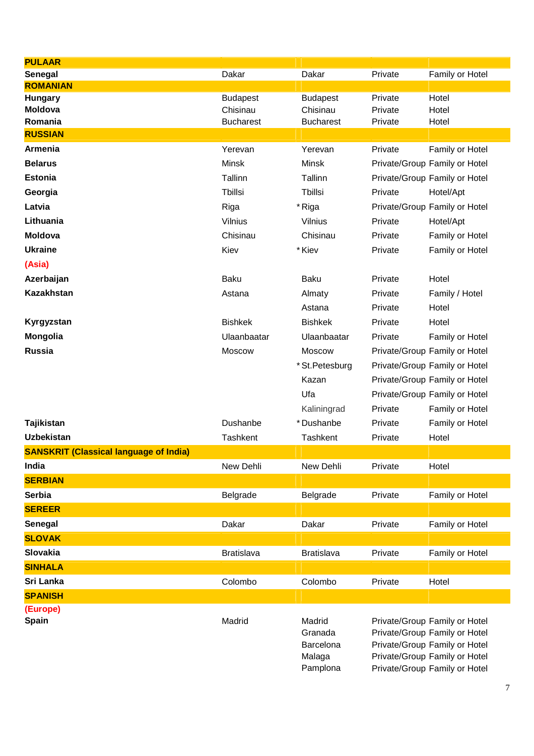| | | | | |
|---|---|---|---|---|
| **PULAAR** | | | | |
| **Senegal** | Dakar | Dakar | Private | Family or Hotel |
| **ROMANIAN** | | | | |
| **Hungary** | Budapest | Budapest | Private | Hotel |
| **Moldova** | Chisinau | Chisinau | Private | Hotel |
| **Romania** | Bucharest | Bucharest | Private | Hotel |
| **RUSSIAN** | | | | |
| **Armenia** | Yerevan | Yerevan | Private | Family or Hotel |
| **Belarus** | Minsk | Minsk | Private/Group | Family or Hotel |
| **Estonia** | Tallinn | Tallinn | Private/Group | Family or Hotel |
| **Georgia** | Tbillsi | Tbillsi | Private | Hotel/Apt |
| **Latvia** | Riga | * Riga | Private/Group | Family or Hotel |
| **Lithuania** | Vilnius | Vilnius | Private | Hotel/Apt |
| **Moldova** | Chisinau | Chisinau | Private | Family or Hotel |
| **Ukraine** | Kiev | * Kiev | Private | Family or Hotel |
| **(Asia)** | | | | |
| **Azerbaijan** | Baku | Baku | Private | Hotel |
| **Kazakhstan** | Astana | Almaty | Private | Family / Hotel |
| | | Astana | Private | Hotel |
| **Kyrgyzstan** | Bishkek | Bishkek | Private | Hotel |
| **Mongolia** | Ulaanbaatar | Ulaanbaatar | Private | Family or Hotel |
| **Russia** | Moscow | Moscow | Private/Group | Family or Hotel |
| | | * St.Petesburg | Private/Group | Family or Hotel |
| | | Kazan | Private/Group | Family or Hotel |
| | | Ufa | Private/Group | Family or Hotel |
| | | Kaliningrad | Private | Family or Hotel |
| **Tajikistan** | Dushanbe | * Dushanbe | Private | Family or Hotel |
| **Uzbekistan** | Tashkent | Tashkent | Private | Hotel |
| **SANSKRIT (Classical language of India)** | | | | |
| **India** | New Dehli | New Dehli | Private | Hotel |
| **SERBIAN** | | | | |
| **Serbia** | Belgrade | Belgrade | Private | Family or Hotel |
| **SEREER** | | | | |
| **Senegal** | Dakar | Dakar | Private | Family or Hotel |
| **SLOVAK** | | | | |
| **Slovakia** | Bratislava | Bratislava | Private | Family or Hotel |
| **SINHALA** | | | | |
| **Sri Lanka** | Colombo | Colombo | Private | Hotel |
| **SPANISH** | | | | |
| **(Europe)** | | | | |
| **Spain** | Madrid | Madrid | Private/Group | Family or Hotel |
| | | Granada | Private/Group | Family or Hotel |
| | | Barcelona | Private/Group | Family or Hotel |
| | | Malaga | Private/Group | Family or Hotel |
| | | Pamplona | Private/Group | Family or Hotel |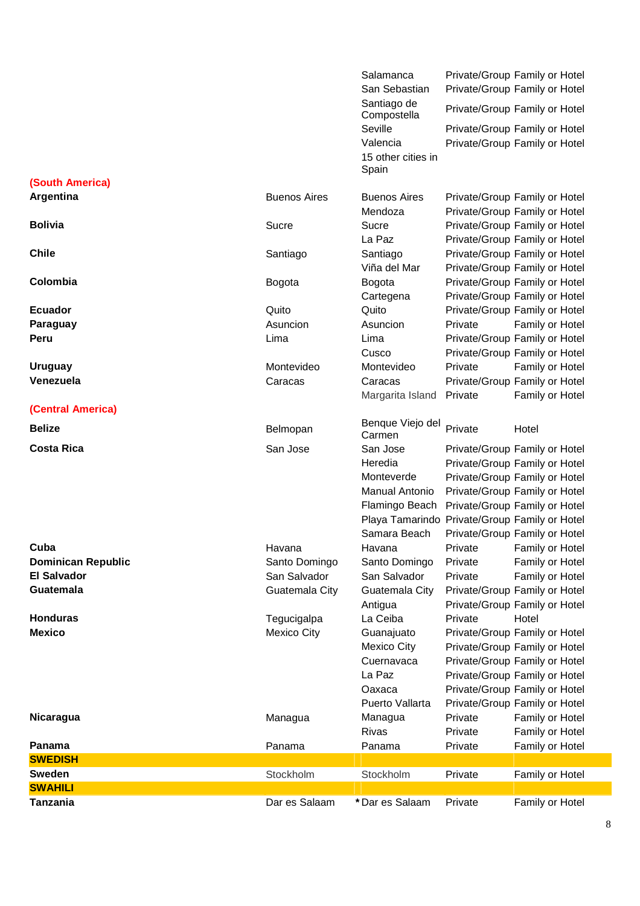| | | | | |
|---|---|---|---|---|
| | | Salamanca | Private/Group | Family or Hotel |
| | | San Sebastian | Private/Group | Family or Hotel |
| | | Santiago de Compostella | Private/Group | Family or Hotel |
| | | Seville | Private/Group | Family or Hotel |
| | | Valencia | Private/Group | Family or Hotel |
| | | 15 other cities in Spain | | |
| **(South America)** | | | | |
| **Argentina** | Buenos Aires | Buenos Aires | Private/Group | Family or Hotel |
| | | Mendoza | Private/Group | Family or Hotel |
| **Bolivia** | Sucre | Sucre | Private/Group | Family or Hotel |
| | | La Paz | Private/Group | Family or Hotel |
| **Chile** | Santiago | Santiago | Private/Group | Family or Hotel |
| | | Viña del Mar | Private/Group | Family or Hotel |
| **Colombia** | Bogota | Bogota | Private/Group | Family or Hotel |
| | | Cartegena | Private/Group | Family or Hotel |
| **Ecuador** | Quito | Quito | Private/Group | Family or Hotel |
| **Paraguay** | Asuncion | Asuncion | Private | Family or Hotel |
| **Peru** | Lima | Lima | Private/Group | Family or Hotel |
| | | Cusco | Private/Group | Family or Hotel |
| **Uruguay** | Montevideo | Montevideo | Private | Family or Hotel |
| **Venezuela** | Caracas | Caracas | Private/Group | Family or Hotel |
| | | Margarita Island | Private | Family or Hotel |
| **(Central America)** | | | | |
| **Belize** | Belmopan | Benque Viejo del Carmen | Private | Hotel |
| **Costa Rica** | San Jose | San Jose | Private/Group | Family or Hotel |
| | | Heredia | Private/Group | Family or Hotel |
| | | Monteverde | Private/Group | Family or Hotel |
| | | Manual Antonio | Private/Group | Family or Hotel |
| | | Flamingo Beach | Private/Group | Family or Hotel |
| | | Playa Tamarindo | Private/Group | Family or Hotel |
| | | Samara Beach | Private/Group | Family or Hotel |
| **Cuba** | Havana | Havana | Private | Family or Hotel |
| **Dominican Republic** | Santo Domingo | Santo Domingo | Private | Family or Hotel |
| **El Salvador** | San Salvador | San Salvador | Private | Family or Hotel |
| **Guatemala** | Guatemala City | Guatemala City | Private/Group | Family or Hotel |
| | | Antigua | Private/Group | Family or Hotel |
| **Honduras** | Tegucigalpa | La Ceiba | Private | Hotel |
| **Mexico** | Mexico City | Guanajuato | Private/Group | Family or Hotel |
| | | Mexico City | Private/Group | Family or Hotel |
| | | Cuernavaca | Private/Group | Family or Hotel |
| | | La Paz | Private/Group | Family or Hotel |
| | | Oaxaca | Private/Group | Family or Hotel |
| | | Puerto Vallarta | Private/Group | Family or Hotel |
| **Nicaragua** | Managua | Managua | Private | Family or Hotel |
| | | Rivas | Private | Family or Hotel |
| **Panama** | Panama | Panama | Private | Family or Hotel |
| **SWEDISH** | | | | |
| **Sweden** | Stockholm | Stockholm | Private | Family or Hotel |
| **SWAHILI** | | | | |
| **Tanzania** | Dar es Salaam | * Dar es Salaam | Private | Family or Hotel |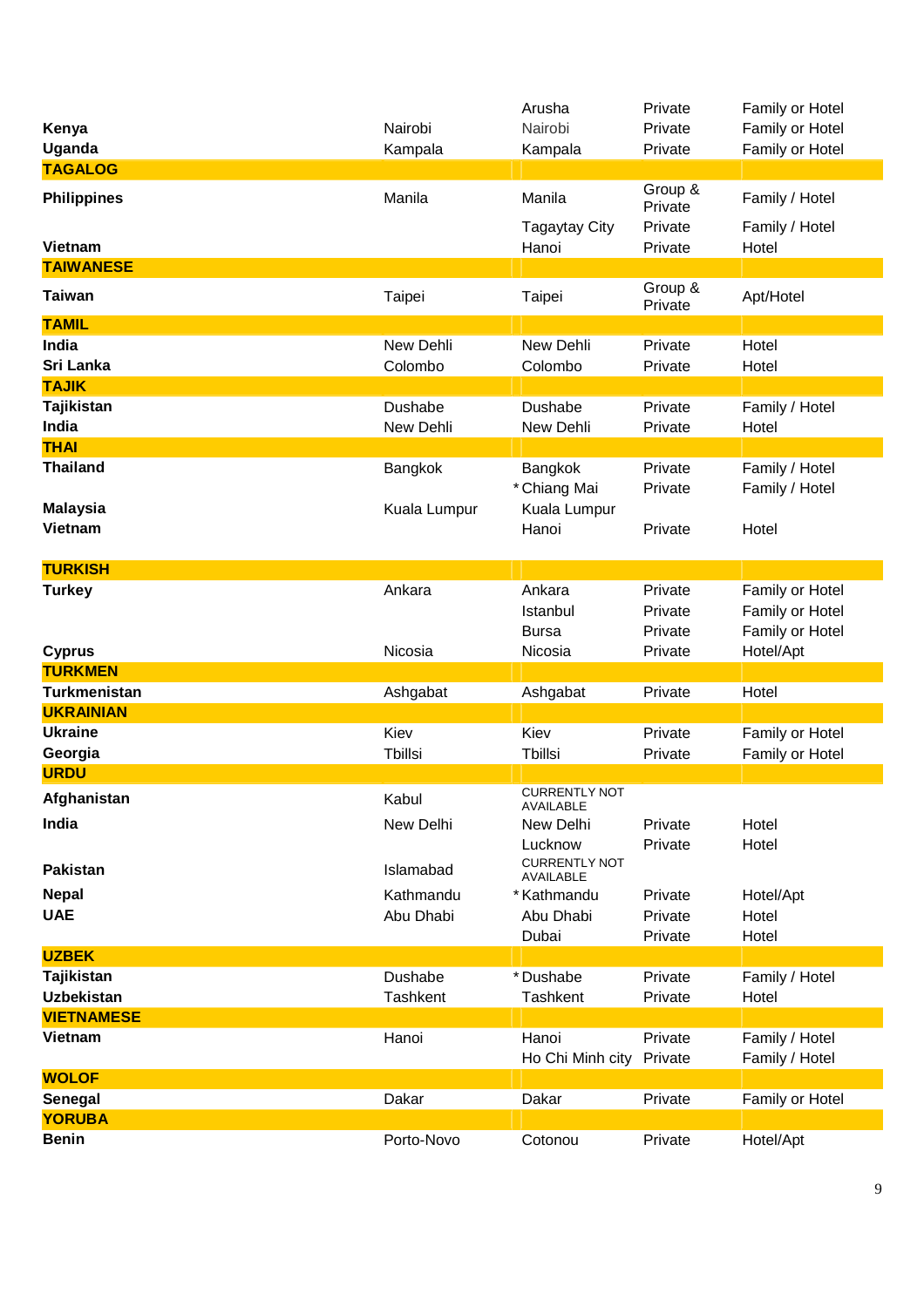| | | | | |
|---|---|---|---|---|
| | | Arusha | Private | Family or Hotel |
| **Kenya** | Nairobi | Nairobi | Private | Family or Hotel |
| **Uganda** | Kampala | Kampala | Private | Family or Hotel |
| **TAGALOG** | | | | |
| **Philippines** | Manila | Manila | Group & Private | Family / Hotel |
| | | Tagaytay City | Private | Family / Hotel |
| **Vietnam** | | Hanoi | Private | Hotel |
| **TAIWANESE** | | | | |
| **Taiwan** | Taipei | Taipei | Group & Private | Apt/Hotel |
| **TAMIL** | | | | |
| **India** | New Dehli | New Dehli | Private | Hotel |
| **Sri Lanka** | Colombo | Colombo | Private | Hotel |
| **TAJIK** | | | | |
| **Tajikistan** | Dushabe | Dushabe | Private | Family / Hotel |
| **India** | New Dehli | New Dehli | Private | Hotel |
| **THAI** | | | | |
| **Thailand** | Bangkok | Bangkok | Private | Family / Hotel |
| | | * Chiang Mai | Private | Family / Hotel |
| **Malaysia** | Kuala Lumpur | Kuala Lumpur | | |
| **Vietnam** | | Hanoi | Private | Hotel |
| **TURKISH** | | | | |
| **Turkey** | Ankara | Ankara | Private | Family or Hotel |
| | | Istanbul | Private | Family or Hotel |
| | | Bursa | Private | Family or Hotel |
| **Cyprus** | Nicosia | Nicosia | Private | Hotel/Apt |
| **TURKMEN** | | | | |
| **Turkmenistan** | Ashgabat | Ashgabat | Private | Hotel |
| **UKRAINIAN** | | | | |
| **Ukraine** | Kiev | Kiev | Private | Family or Hotel |
| **Georgia** | Tbillsi | Tbillsi | Private | Family or Hotel |
| **URDU** | | | | |
| **Afghanistan** | Kabul | CURRENTLY NOT AVAILABLE | | |
| **India** | New Delhi | New Delhi | Private | Hotel |
| | | Lucknow | Private | Hotel |
| **Pakistan** | Islamabad | CURRENTLY NOT AVAILABLE | | |
| **Nepal** | Kathmandu | * Kathmandu | Private | Hotel/Apt |
| **UAE** | Abu Dhabi | Abu Dhabi | Private | Hotel |
| | | Dubai | Private | Hotel |
| **UZBEK** | | | | |
| **Tajikistan** | Dushabe | * Dushabe | Private | Family / Hotel |
| **Uzbekistan** | Tashkent | Tashkent | Private | Hotel |
| **VIETNAMESE** | | | | |
| **Vietnam** | Hanoi | Hanoi | Private | Family / Hotel |
| | | Ho Chi Minh city | Private | Family / Hotel |
| **WOLOF** | | | | |
| **Senegal** | Dakar | Dakar | Private | Family or Hotel |
| **YORUBA** | | | | |
| **Benin** | Porto-Novo | Cotonou | Private | Hotel/Apt |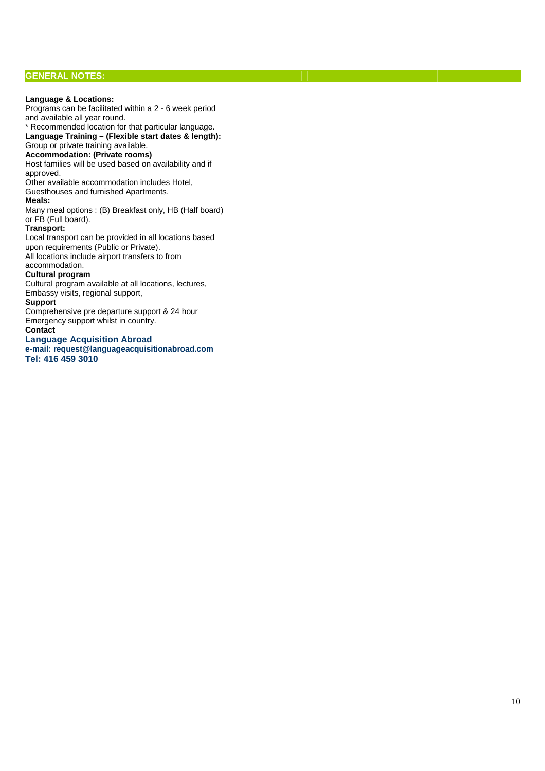## GENERAL NOTES:

**Language & Locations:**
Programs can be facilitated within a 2 - 6 week period and available all year round.
* Recommended location for that particular language.

**Language Training – (Flexible start dates & length):**
Group or private training available.

**Accommodation: (Private rooms)**
Host families will be used based on availability and if approved.
Other available accommodation includes Hotel, Guesthouses and furnished Apartments.

**Meals:**
Many meal options : (B) Breakfast only, HB (Half board) or FB (Full board).

**Transport:**
Local transport can be provided in all locations based upon requirements (Public or Private).
All locations include airport transfers to from accommodation.

**Cultural program**
Cultural program available at all locations, lectures, Embassy visits, regional support,

**Support**
Comprehensive pre departure support & 24 hour Emergency support whilst in country.

**Contact**

**Language Acquisition Abroad**
**e-mail: request@languageacquisitionabroad.com**
**Tel: 416 459 3010**